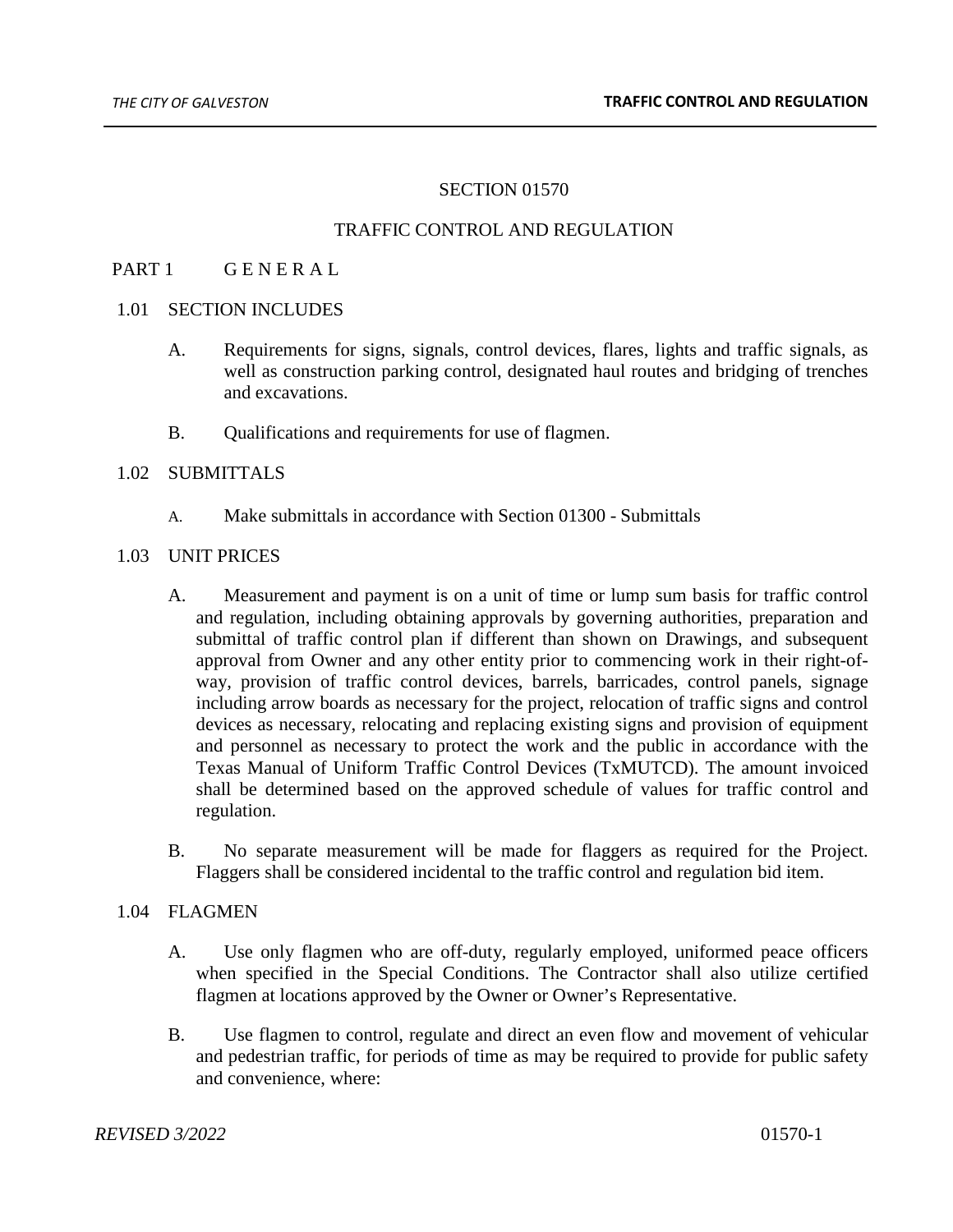# SECTION 01570

# TRAFFIC CONTROL AND REGULATION

## PART 1 G E N E R A L

### 1.01 SECTION INCLUDES

A. Requirements for signs, signals, control devices, flares, lights and traffic signals, as well as construction parking control, designated haul routes and bridging of trenches and excavations.

B. Qualifications and requirements for use of flagmen.

### 1.02 SUBMITTALS

A. Make submittals in accordance with Section 01300 - Submittals

### 1.03 UNIT PRICES

A. Measurement and payment is on a unit of time or lump sum basis for traffic control and regulation, including obtaining approvals by governing authorities, preparation and submittal of traffic control plan if different than shown on Drawings, and subsequent approval from Owner and any other entity prior to commencing work in their right-of-way, provision of traffic control devices, barrels, barricades, control panels, signage including arrow boards as necessary for the project, relocation of traffic signs and control devices as necessary, relocating and replacing existing signs and provision of equipment and personnel as necessary to protect the work and the public in accordance with the Texas Manual of Uniform Traffic Control Devices (TxMUTCD). The amount invoiced shall be determined based on the approved schedule of values for traffic control and regulation.

B. No separate measurement will be made for flaggers as required for the Project. Flaggers shall be considered incidental to the traffic control and regulation bid item.

### 1.04 FLAGMEN

A. Use only flagmen who are off-duty, regularly employed, uniformed peace officers when specified in the Special Conditions. The Contractor shall also utilize certified flagmen at locations approved by the Owner or Owner's Representative.

B. Use flagmen to control, regulate and direct an even flow and movement of vehicular and pedestrian traffic, for periods of time as may be required to provide for public safety and convenience, where: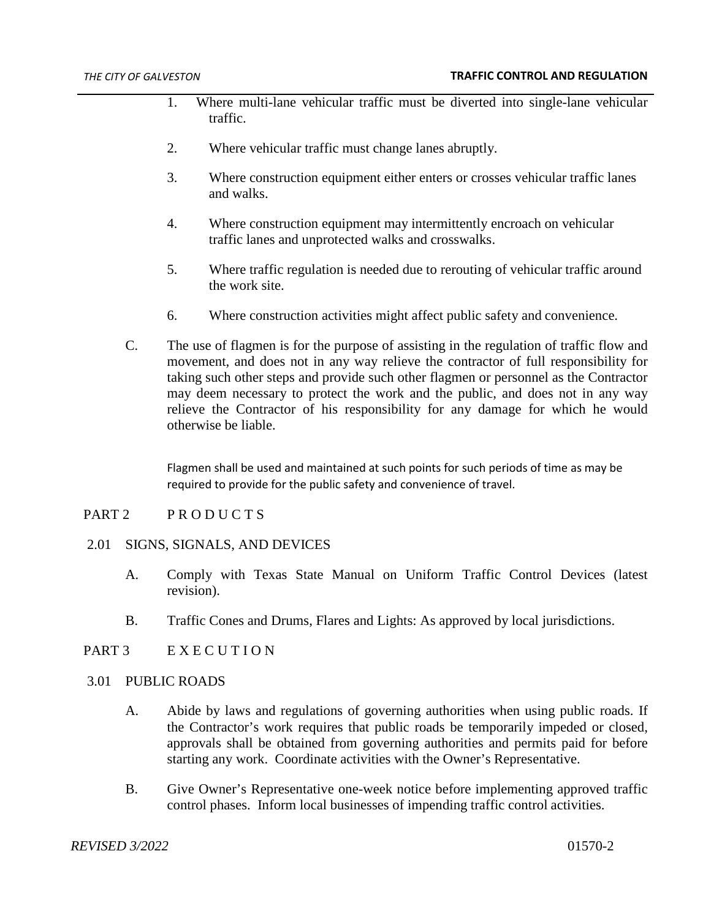1. Where multi-lane vehicular traffic must be diverted into single-lane vehicular traffic.

2. Where vehicular traffic must change lanes abruptly.

3. Where construction equipment either enters or crosses vehicular traffic lanes and walks.

4. Where construction equipment may intermittently encroach on vehicular traffic lanes and unprotected walks and crosswalks.

5. Where traffic regulation is needed due to rerouting of vehicular traffic around the work site.

6. Where construction activities might affect public safety and convenience.

C. The use of flagmen is for the purpose of assisting in the regulation of traffic flow and movement, and does not in any way relieve the contractor of full responsibility for taking such other steps and provide such other flagmen or personnel as the Contractor may deem necessary to protect the work and the public, and does not in any way relieve the Contractor of his responsibility for any damage for which he would otherwise be liable.

   Flagmen shall be used and maintained at such points for such periods of time as may be required to provide for the public safety and convenience of travel.

## PART 2 P R O D U C T S

### 2.01 SIGNS, SIGNALS, AND DEVICES

A. Comply with Texas State Manual on Uniform Traffic Control Devices (latest revision).

B. Traffic Cones and Drums, Flares and Lights: As approved by local jurisdictions.

## PART 3 E X E C U T I O N

### 3.01 PUBLIC ROADS

A. Abide by laws and regulations of governing authorities when using public roads. If the Contractor's work requires that public roads be temporarily impeded or closed, approvals shall be obtained from governing authorities and permits paid for before starting any work. Coordinate activities with the Owner's Representative.

B. Give Owner's Representative one-week notice before implementing approved traffic control phases. Inform local businesses of impending traffic control activities.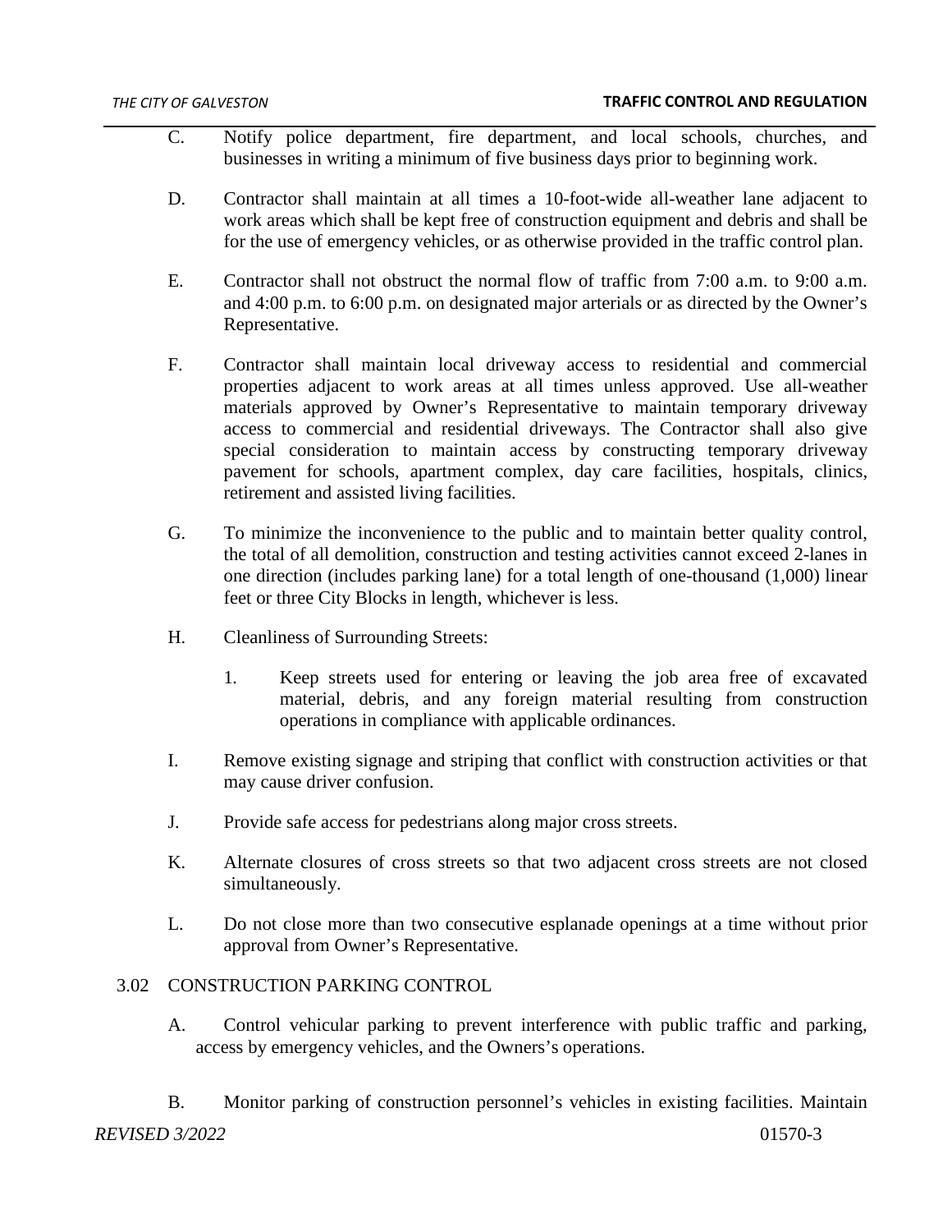C. Notify police department, fire department, and local schools, churches, and businesses in writing a minimum of five business days prior to beginning work.

D. Contractor shall maintain at all times a 10-foot-wide all-weather lane adjacent to work areas which shall be kept free of construction equipment and debris and shall be for the use of emergency vehicles, or as otherwise provided in the traffic control plan.

E. Contractor shall not obstruct the normal flow of traffic from 7:00 a.m. to 9:00 a.m. and 4:00 p.m. to 6:00 p.m. on designated major arterials or as directed by the Owner's Representative.

F. Contractor shall maintain local driveway access to residential and commercial properties adjacent to work areas at all times unless approved. Use all-weather materials approved by Owner's Representative to maintain temporary driveway access to commercial and residential driveways. The Contractor shall also give special consideration to maintain access by constructing temporary driveway pavement for schools, apartment complex, day care facilities, hospitals, clinics, retirement and assisted living facilities.

G. To minimize the inconvenience to the public and to maintain better quality control, the total of all demolition, construction and testing activities cannot exceed 2-lanes in one direction (includes parking lane) for a total length of one-thousand (1,000) linear feet or three City Blocks in length, whichever is less.

H. Cleanliness of Surrounding Streets:

   1. Keep streets used for entering or leaving the job area free of excavated material, debris, and any foreign material resulting from construction operations in compliance with applicable ordinances.

I. Remove existing signage and striping that conflict with construction activities or that may cause driver confusion.

J. Provide safe access for pedestrians along major cross streets.

K. Alternate closures of cross streets so that two adjacent cross streets are not closed simultaneously.

L. Do not close more than two consecutive esplanade openings at a time without prior approval from Owner's Representative.

## 3.02 CONSTRUCTION PARKING CONTROL

A. Control vehicular parking to prevent interference with public traffic and parking, access by emergency vehicles, and the Owners's operations.

B. Monitor parking of construction personnel's vehicles in existing facilities. Maintain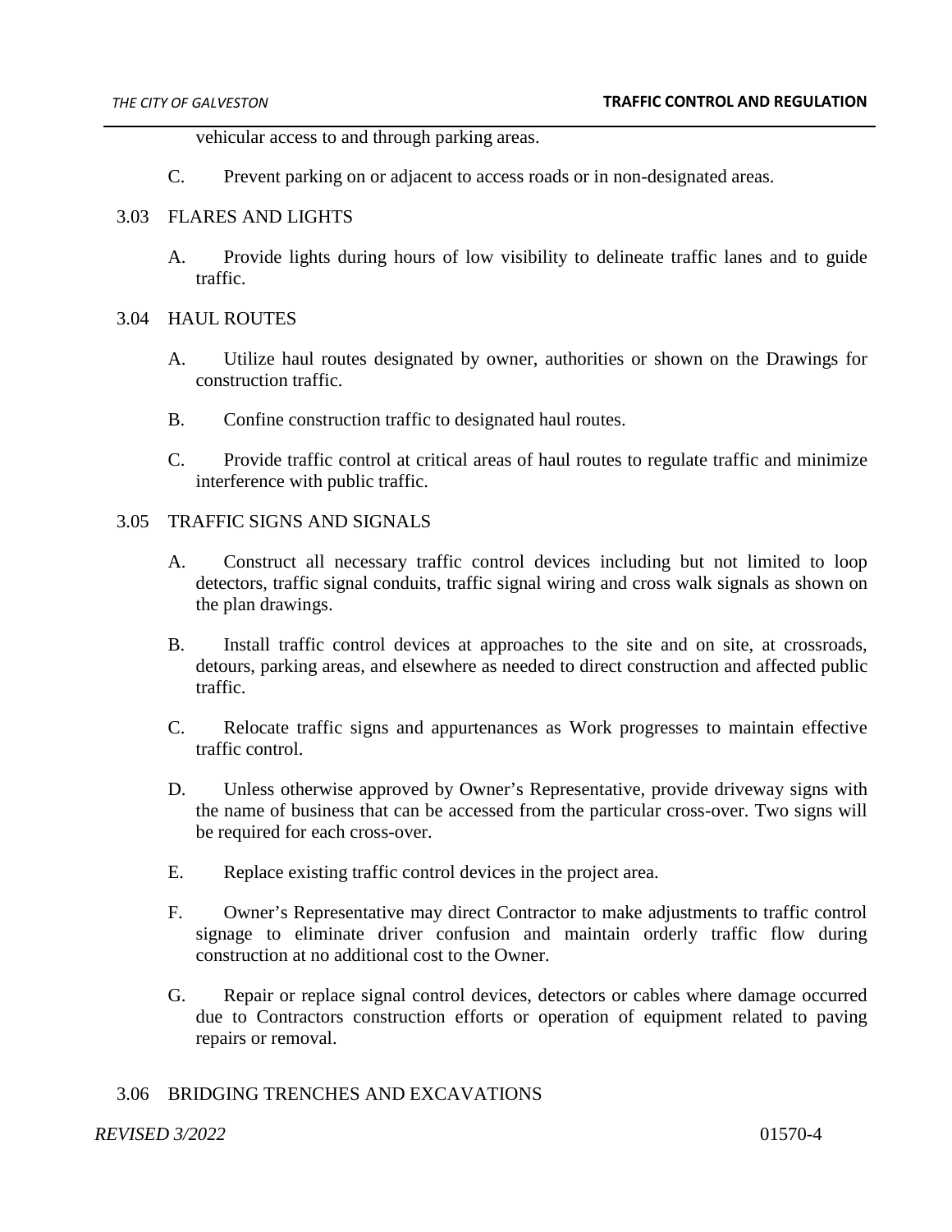vehicular access to and through parking areas.

C. Prevent parking on or adjacent to access roads or in non-designated areas.

## 3.03 FLARES AND LIGHTS

A. Provide lights during hours of low visibility to delineate traffic lanes and to guide traffic.

## 3.04 HAUL ROUTES

A. Utilize haul routes designated by owner, authorities or shown on the Drawings for construction traffic.

B. Confine construction traffic to designated haul routes.

C. Provide traffic control at critical areas of haul routes to regulate traffic and minimize interference with public traffic.

## 3.05 TRAFFIC SIGNS AND SIGNALS

A. Construct all necessary traffic control devices including but not limited to loop detectors, traffic signal conduits, traffic signal wiring and cross walk signals as shown on the plan drawings.

B. Install traffic control devices at approaches to the site and on site, at crossroads, detours, parking areas, and elsewhere as needed to direct construction and affected public traffic.

C. Relocate traffic signs and appurtenances as Work progresses to maintain effective traffic control.

D. Unless otherwise approved by Owner's Representative, provide driveway signs with the name of business that can be accessed from the particular cross-over. Two signs will be required for each cross-over.

E. Replace existing traffic control devices in the project area.

F. Owner's Representative may direct Contractor to make adjustments to traffic control signage to eliminate driver confusion and maintain orderly traffic flow during construction at no additional cost to the Owner.

G. Repair or replace signal control devices, detectors or cables where damage occurred due to Contractors construction efforts or operation of equipment related to paving repairs or removal.

## 3.06 BRIDGING TRENCHES AND EXCAVATIONS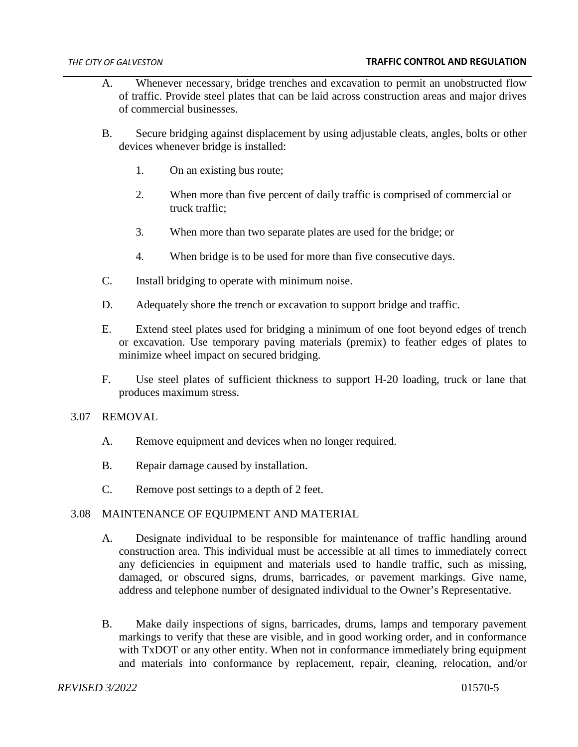A. Whenever necessary, bridge trenches and excavation to permit an unobstructed flow of traffic. Provide steel plates that can be laid across construction areas and major drives of commercial businesses.

B. Secure bridging against displacement by using adjustable cleats, angles, bolts or other devices whenever bridge is installed:

1. On an existing bus route;

2. When more than five percent of daily traffic is comprised of commercial or truck traffic;

3. When more than two separate plates are used for the bridge; or

4. When bridge is to be used for more than five consecutive days.

C. Install bridging to operate with minimum noise.

D. Adequately shore the trench or excavation to support bridge and traffic.

E. Extend steel plates used for bridging a minimum of one foot beyond edges of trench or excavation. Use temporary paving materials (premix) to feather edges of plates to minimize wheel impact on secured bridging.

F. Use steel plates of sufficient thickness to support H-20 loading, truck or lane that produces maximum stress.

## 3.07 REMOVAL

A. Remove equipment and devices when no longer required.

B. Repair damage caused by installation.

C. Remove post settings to a depth of 2 feet.

## 3.08 MAINTENANCE OF EQUIPMENT AND MATERIAL

A. Designate individual to be responsible for maintenance of traffic handling around construction area. This individual must be accessible at all times to immediately correct any deficiencies in equipment and materials used to handle traffic, such as missing, damaged, or obscured signs, drums, barricades, or pavement markings. Give name, address and telephone number of designated individual to the Owner's Representative.

B. Make daily inspections of signs, barricades, drums, lamps and temporary pavement markings to verify that these are visible, and in good working order, and in conformance with TxDOT or any other entity. When not in conformance immediately bring equipment and materials into conformance by replacement, repair, cleaning, relocation, and/or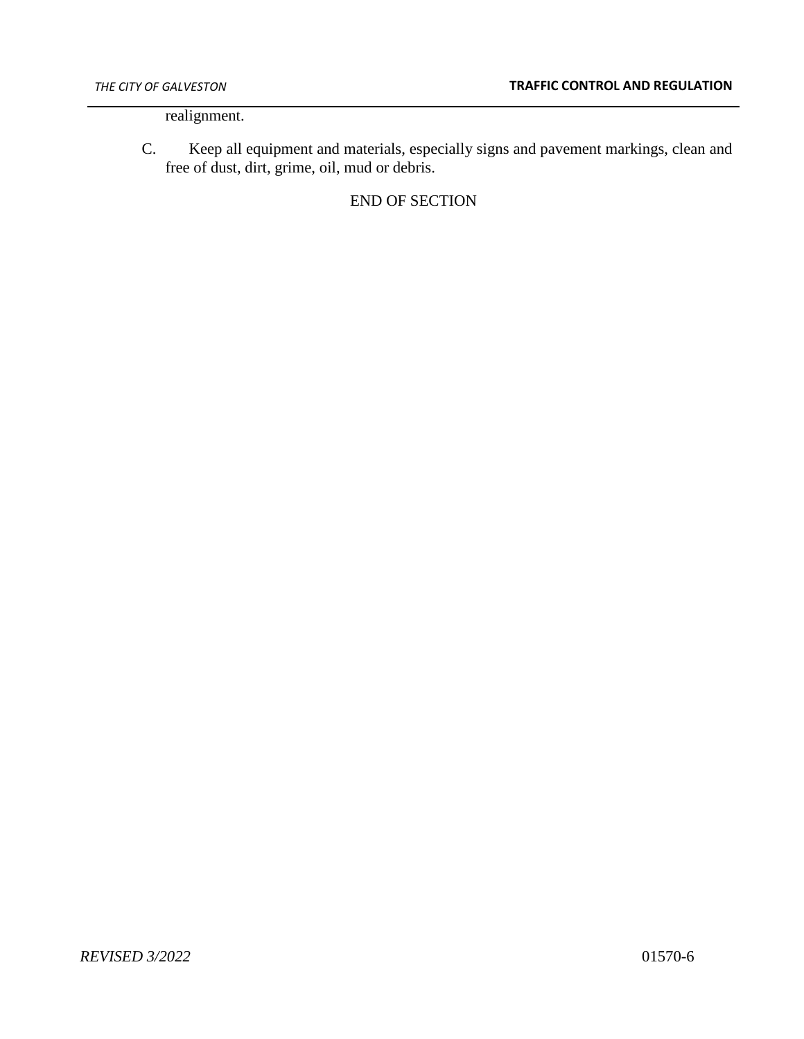realignment.

C. Keep all equipment and materials, especially signs and pavement markings, clean and free of dust, dirt, grime, oil, mud or debris.

END OF SECTION